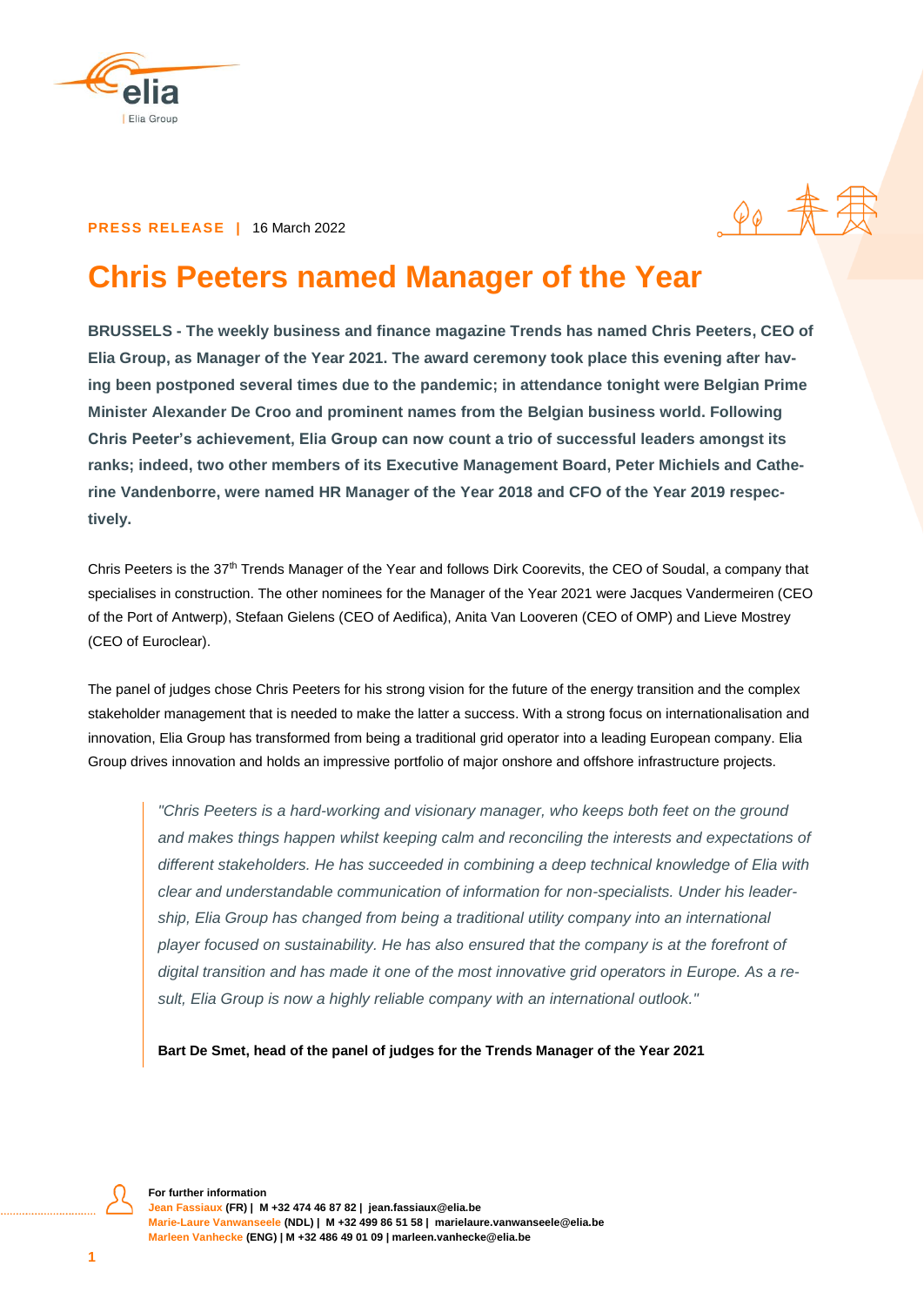**PRESS RELEASE** | 16 March 2022

# Chris Peeters named Manager of the Year

**BRUSSELS - The weekly business and finance magazine Trends has named Chris Peeters, CEO of Elia Group, as Manager of the Year 2021. The award ceremony took place this evening after having been postponed several times due to the pandemic; in attendance tonight were Belgian Prime Minister Alexander De Croo and prominent names from the Belgian business world. Following Chris Peeter's achievement, Elia Group can now count a trio of successful leaders amongst its ranks; indeed, two other members of its Executive Management Board, Peter Michiels and Catherine Vandenborre, were named HR Manager of the Year 2018 and CFO of the Year 2019 respectively.**

Chris Peeters is the 37th Trends Manager of the Year and follows Dirk Coorevits, the CEO of Soudal, a company that specialises in construction. The other nominees for the Manager of the Year 2021 were Jacques Vandermeiren (CEO of the Port of Antwerp), Stefaan Gielens (CEO of Aedifica), Anita Van Looveren (CEO of OMP) and Lieve Mostrey (CEO of Euroclear).

The panel of judges chose Chris Peeters for his strong vision for the future of the energy transition and the complex stakeholder management that is needed to make the latter a success. With a strong focus on internationalisation and innovation, Elia Group has transformed from being a traditional grid operator into a leading European company. Elia Group drives innovation and holds an impressive portfolio of major onshore and offshore infrastructure projects.

> *"Chris Peeters is a hard-working and visionary manager, who keeps both feet on the ground and makes things happen whilst keeping calm and reconciling the interests and expectations of different stakeholders. He has succeeded in combining a deep technical knowledge of Elia with clear and understandable communication of information for non-specialists. Under his leadership, Elia Group has changed from being a traditional utility company into an international player focused on sustainability. He has also ensured that the company is at the forefront of digital transition and has made it one of the most innovative grid operators in Europe. As a result, Elia Group is now a highly reliable company with an international outlook."*
>
> **Bart De Smet, head of the panel of judges for the Trends Manager of the Year 2021**

**For further information**
Jean Fassiaux (FR) | M +32 474 46 87 82 | jean.fassiaux@elia.be
Marie-Laure Vanwanseele (NDL) | M +32 499 86 51 58 | marielaure.vanwanseele@elia.be
Marleen Vanhecke (ENG) | M +32 486 49 01 09 | marleen.vanhecke@elia.be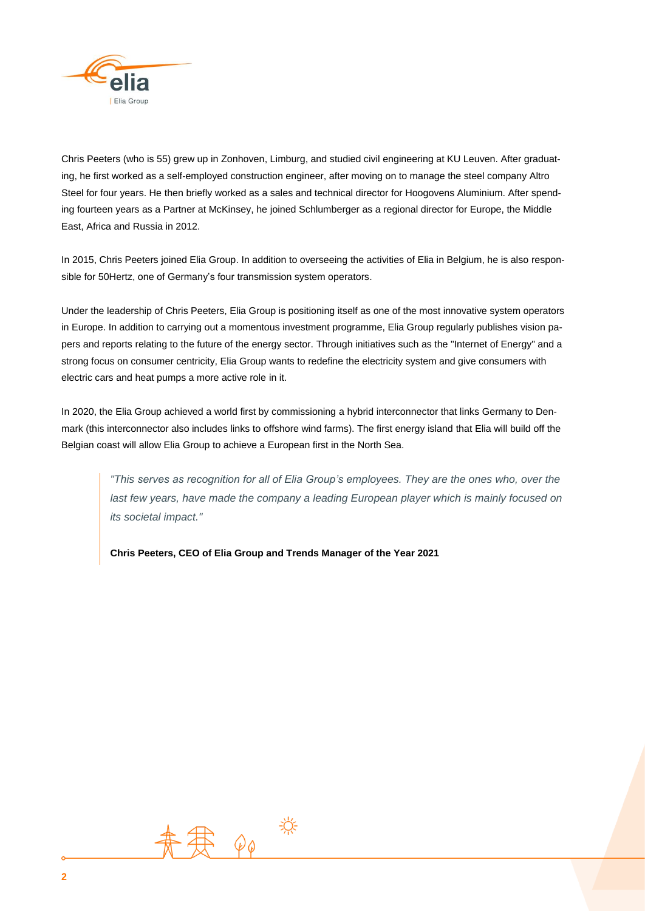Chris Peeters (who is 55) grew up in Zonhoven, Limburg, and studied civil engineering at KU Leuven. After graduating, he first worked as a self-employed construction engineer, after moving on to manage the steel company Altro Steel for four years. He then briefly worked as a sales and technical director for Hoogovens Aluminium. After spending fourteen years as a Partner at McKinsey, he joined Schlumberger as a regional director for Europe, the Middle East, Africa and Russia in 2012.

In 2015, Chris Peeters joined Elia Group. In addition to overseeing the activities of Elia in Belgium, he is also responsible for 50Hertz, one of Germany's four transmission system operators.

Under the leadership of Chris Peeters, Elia Group is positioning itself as one of the most innovative system operators in Europe. In addition to carrying out a momentous investment programme, Elia Group regularly publishes vision papers and reports relating to the future of the energy sector. Through initiatives such as the "Internet of Energy" and a strong focus on consumer centricity, Elia Group wants to redefine the electricity system and give consumers with electric cars and heat pumps a more active role in it.

In 2020, the Elia Group achieved a world first by commissioning a hybrid interconnector that links Germany to Denmark (this interconnector also includes links to offshore wind farms). The first energy island that Elia will build off the Belgian coast will allow Elia Group to achieve a European first in the North Sea.

> *"This serves as recognition for all of Elia Group's employees. They are the ones who, over the last few years, have made the company a leading European player which is mainly focused on its societal impact."*
>
> **Chris Peeters, CEO of Elia Group and Trends Manager of the Year 2021**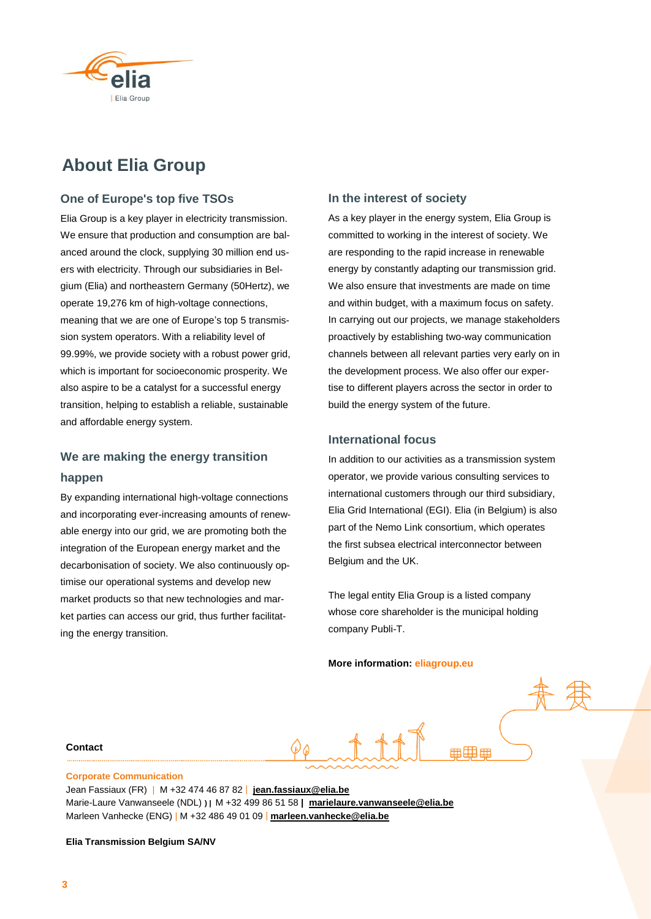# About Elia Group

## One of Europe's top five TSOs

Elia Group is a key player in electricity transmission. We ensure that production and consumption are balanced around the clock, supplying 30 million end users with electricity. Through our subsidiaries in Belgium (Elia) and northeastern Germany (50Hertz), we operate 19,276 km of high-voltage connections, meaning that we are one of Europe's top 5 transmission system operators. With a reliability level of 99.99%, we provide society with a robust power grid, which is important for socioeconomic prosperity. We also aspire to be a catalyst for a successful energy transition, helping to establish a reliable, sustainable and affordable energy system.

## We are making the energy transition happen

By expanding international high-voltage connections and incorporating ever-increasing amounts of renewable energy into our grid, we are promoting both the integration of the European energy market and the decarbonisation of society. We also continuously optimise our operational systems and develop new market products so that new technologies and market parties can access our grid, thus further facilitating the energy transition.

## In the interest of society

As a key player in the energy system, Elia Group is committed to working in the interest of society. We are responding to the rapid increase in renewable energy by constantly adapting our transmission grid. We also ensure that investments are made on time and within budget, with a maximum focus on safety. In carrying out our projects, we manage stakeholders proactively by establishing two-way communication channels between all relevant parties very early on in the development process. We also offer our expertise to different players across the sector in order to build the energy system of the future.

## International focus

In addition to our activities as a transmission system operator, we provide various consulting services to international customers through our third subsidiary, Elia Grid International (EGI). Elia (in Belgium) is also part of the Nemo Link consortium, which operates the first subsea electrical interconnector between Belgium and the UK.

The legal entity Elia Group is a listed company whose core shareholder is the municipal holding company Publi-T.

**More information: eliagroup.eu**

**Contact**

**Corporate Communication**
Jean Fassiaux (FR) | M +32 474 46 87 82 | **jean.fassiaux@elia.be**
Marie-Laure Vanwanseele (NDL) | M +32 499 86 51 58 | **marielaure.vanwanseele@elia.be**
Marleen Vanhecke (ENG) | M +32 486 49 01 09 | **marleen.vanhecke@elia.be**

**Elia Transmission Belgium SA/NV**